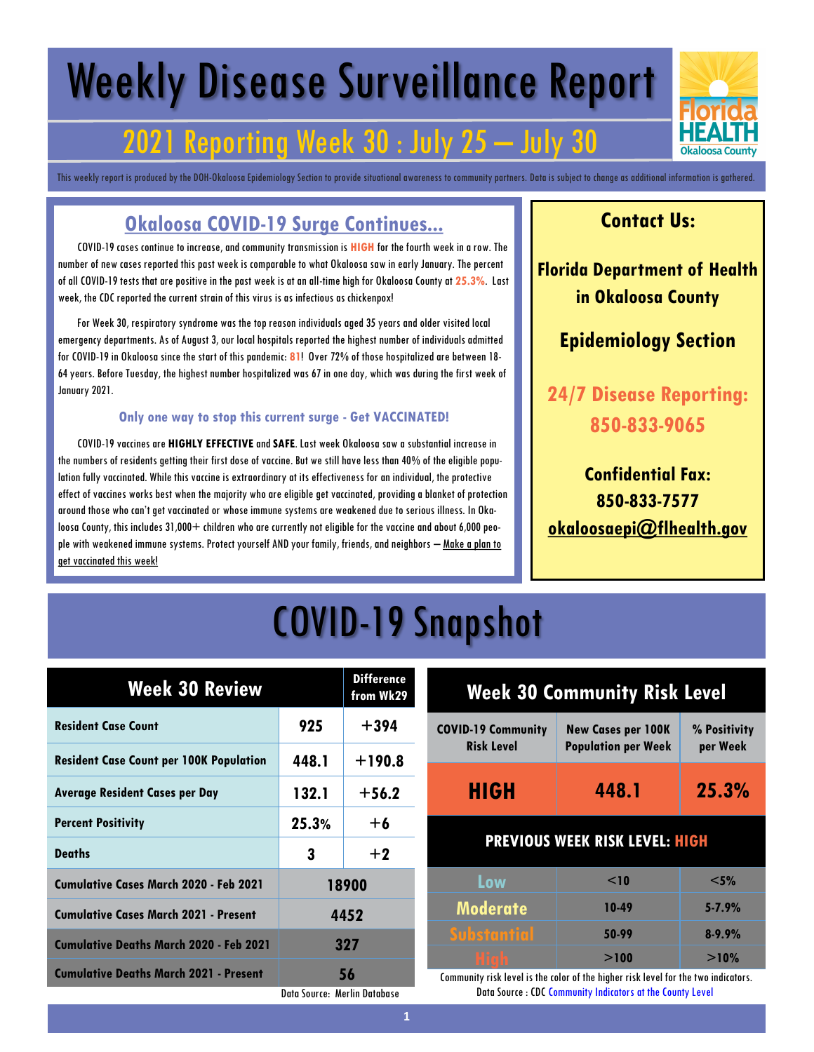# Weekly Disease Surveillance Report

## 2021 Reporting Week 30 : July 25 — July 30

Florida HEALTH Okaloosa County

This weekly report is produced by the DOH-Okaloosa Epidemiology Section to provide situational awareness to community partners. Data is subject to change as additional information is gathered.

### Okaloosa COVID-19 Surge Continues...

COVID-19 cases continue to increase, and community transmission is **HIGH** for the fourth week in a row. The number of new cases reported this past week is comparable to what Okaloosa saw in early January. The percent of all COVID-19 tests that are positive in the past week is at an all-time high for Okaloosa County at **25.3%**. Last week, the CDC reported the current strain of this virus is as infectious as chickenpox!

For Week 30, respiratory syndrome was the top reason individuals aged 35 years and older visited local emergency departments. As of August 3, our local hospitals reported the highest number of individuals admitted for COVID-19 in Okaloosa since the start of this pandemic: **81**! Over 72% of those hospitalized are between 18-64 years. Before Tuesday, the highest number hospitalized was 67 in one day, which was during the first week of January 2021.

**Only one way to stop this current surge - Get VACCINATED!**

COVID-19 vaccines are **HIGHLY EFFECTIVE** and **SAFE**. Last week Okaloosa saw a substantial increase in the numbers of residents getting their first dose of vaccine. But we still have less than 40% of the eligible population fully vaccinated. While this vaccine is extraordinary at its effectiveness for an individual, the protective effect of vaccines works best when the majority who are eligible get vaccinated, providing a blanket of protection around those who can't get vaccinated or whose immune systems are weakened due to serious illness. In Okaloosa County, this includes 31,000+ children who are currently not eligible for the vaccine and about 6,000 people with weakened immune systems. Protect yourself AND your family, friends, and neighbors — Make a plan to get vaccinated this week!

### Contact Us:

**Florida Department of Health in Okaloosa County**

**Epidemiology Section**

**24/7 Disease Reporting: 850-833-9065**

**Confidential Fax: 850-833-7577**

**okaloosaepi@flhealth.gov**

# COVID-19 Snapshot

| Week 30 Review | | Difference from Wk29 |
|---|---|---|
| Resident Case Count | 925 | +394 |
| Resident Case Count per 100K Population | 448.1 | +190.8 |
| Average Resident Cases per Day | 132.1 | +56.2 |
| Percent Positivity | 25.3% | +6 |
| Deaths | 3 | +2 |
| Cumulative Cases March 2020 - Feb 2021 | 18900 | |
| Cumulative Cases March 2021 - Present | 4452 | |
| Cumulative Deaths March 2020 - Feb 2021 | 327 | |
| Cumulative Deaths March 2021 - Present | 56 | |

Data Source: Merlin Database

| Week 30 Community Risk Level | | |
|---|---|---|
| COVID-19 Community Risk Level | New Cases per 100K Population per Week | % Positivity per Week |
| HIGH | 448.1 | 25.3% |
| PREVIOUS WEEK RISK LEVEL: HIGH | | |
| Low | <10 | <5% |
| Moderate | 10-49 | 5-7.9% |
| Substantial | 50-99 | 8-9.9% |
| High | >100 | >10% |

Community risk level is the color of the higher risk level for the two indicators.
Data Source : CDC Community Indicators at the County Level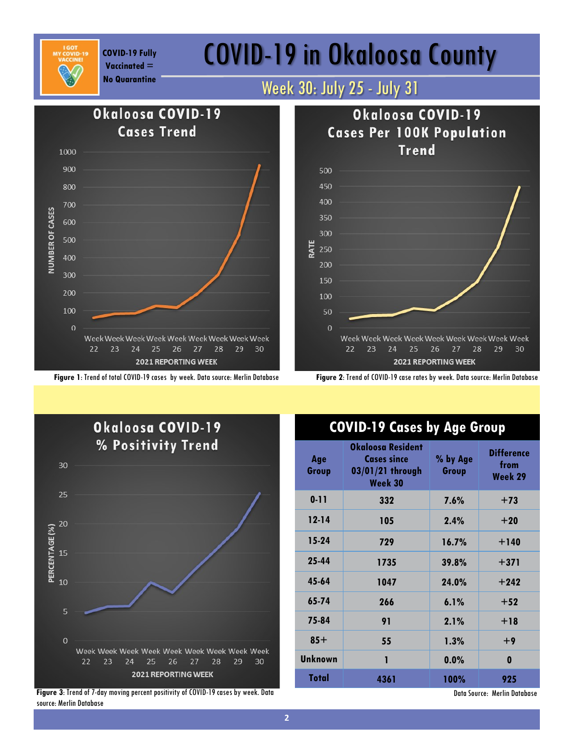# COVID-19 in Okaloosa County

COVID-19 Fully Vaccinated = No Quarantine

## Week 30: July 25 - July 31

**Figure 1**: Trend of total COVID-19 cases by week. Data source: Merlin Database

**Figure 2**: Trend of COVID-19 case rates by week. Data source: Merlin Database

**Figure 3**: Trend of 7-day moving percent positivity of COVID-19 cases by week. Data source: Merlin Database

## COVID-19 Cases by Age Group

| Age Group | Okaloosa Resident Cases since 03/01/21 through Week 30 | % by Age Group | Difference from Week 29 |
|---|---|---|---|
| 0-11 | 332 | 7.6% | +73 |
| 12-14 | 105 | 2.4% | +20 |
| 15-24 | 729 | 16.7% | +140 |
| 25-44 | 1735 | 39.8% | +371 |
| 45-64 | 1047 | 24.0% | +242 |
| 65-74 | 266 | 6.1% | +52 |
| 75-84 | 91 | 2.1% | +18 |
| 85+ | 55 | 1.3% | +9 |
| Unknown | 1 | 0.0% | 0 |
| **Total** | **4361** | **100%** | **925** |

Data Source: Merlin Database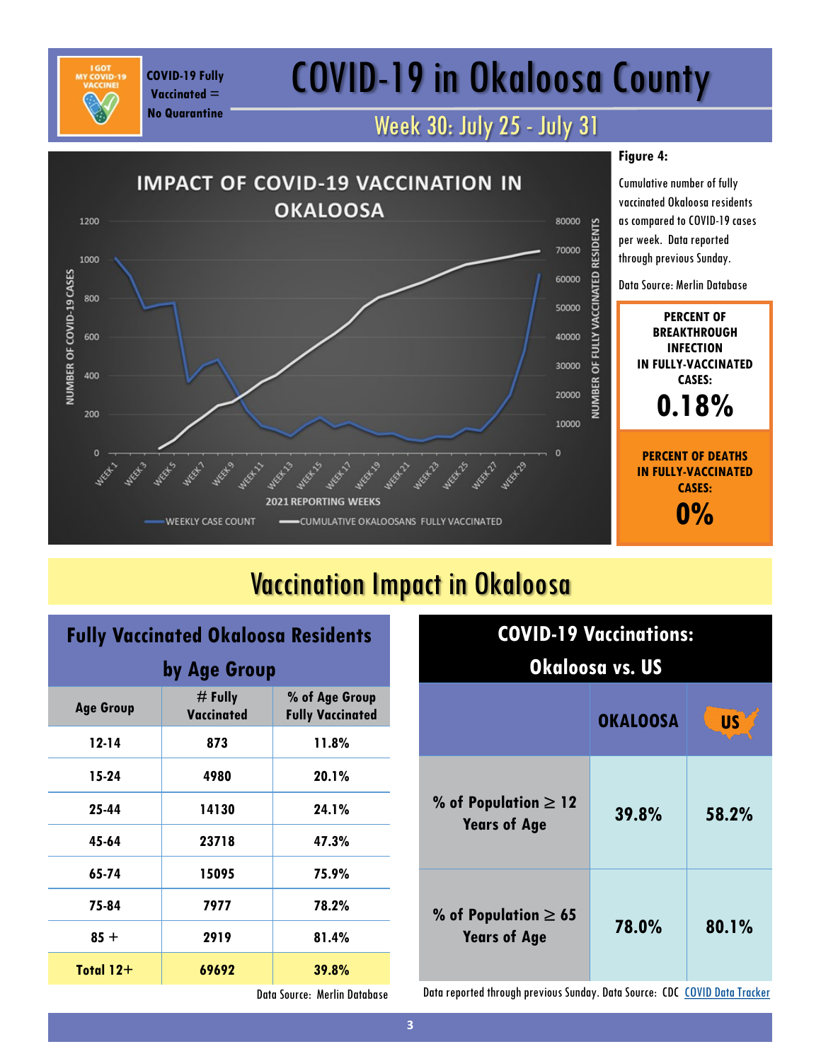COVID-19 Fully Vaccinated = No Quarantine

# COVID-19 in Okaloosa County

## Week 30: July 25 - July 31

**Figure 4:**

Cumulative number of fully vaccinated Okaloosa residents as compared to COVID-19 cases per week. Data reported through previous Sunday.

Data Source: Merlin Database

**PERCENT OF BREAKTHROUGH INFECTION IN FULLY-VACCINATED CASES:**

**0.18%**

**PERCENT OF DEATHS IN FULLY-VACCINATED CASES:**

**0%**

# Vaccination Impact in Okaloosa

### Fully Vaccinated Okaloosa Residents by Age Group

| Age Group | # Fully Vaccinated | % of Age Group Fully Vaccinated |
|---|---|---|
| 12-14 | 873 | 11.8% |
| 15-24 | 4980 | 20.1% |
| 25-44 | 14130 | 24.1% |
| 45-64 | 23718 | 47.3% |
| 65-74 | 15095 | 75.9% |
| 75-84 | 7977 | 78.2% |
| 85 + | 2919 | 81.4% |
| **Total 12+** | **69692** | **39.8%** |

Data Source: Merlin Database

### COVID-19 Vaccinations: Okaloosa vs. US

| | OKALOOSA | US |
|---|---|---|
| % of Population ≥ 12 Years of Age | 39.8% | 58.2% |
| % of Population ≥ 65 Years of Age | 78.0% | 80.1% |

Data reported through previous Sunday. Data Source: CDC COVID Data Tracker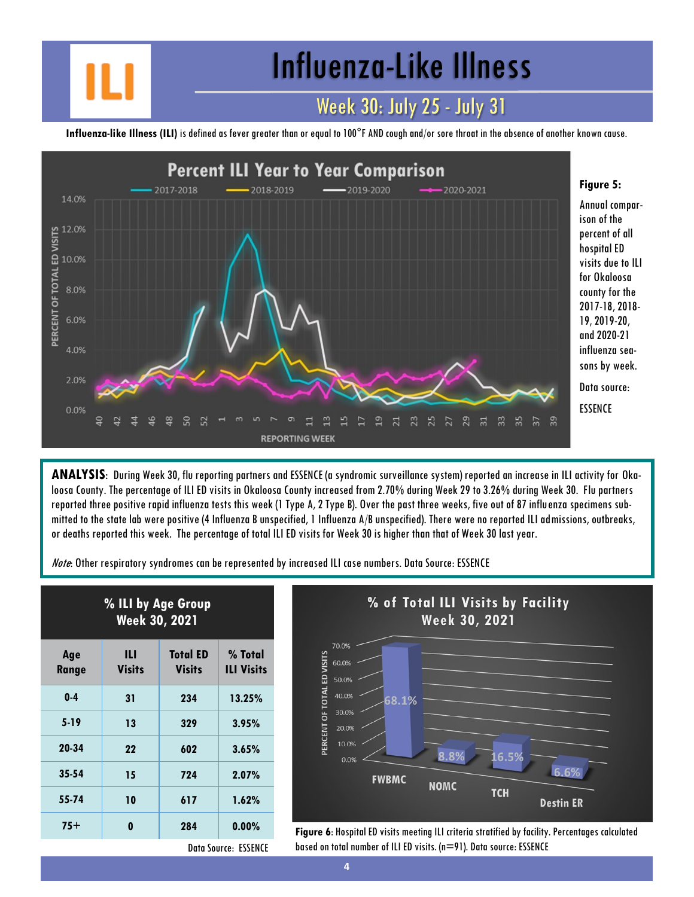# Influenza-Like Illness

## Week 30: July 25 - July 31

**Influenza-like Illness (ILI)** is defined as fever greater than or equal to 100°F AND cough and/or sore throat in the absence of another known cause.

**Figure 5:** Annual comparison of the percent of all hospital ED visits due to ILI for Okaloosa county for the 2017-18, 2018-19, 2019-20, and 2020-21 influenza seasons by week.

Data source: ESSENCE

**ANALYSIS**: During Week 30, flu reporting partners and ESSENCE (a syndromic surveillance system) reported an increase in ILI activity for Okaloosa County. The percentage of ILI ED visits in Okaloosa County increased from 2.70% during Week 29 to 3.26% during Week 30. Flu partners reported three positive rapid influenza tests this week (1 Type A, 2 Type B). Over the past three weeks, five out of 87 influenza specimens submitted to the state lab were positive (4 Influenza B unspecified, 1 Influenza A/B unspecified). There were no reported ILI admissions, outbreaks, or deaths reported this week. The percentage of total ILI ED visits for Week 30 is higher than that of Week 30 last year.

*Note*: Other respiratory syndromes can be represented by increased ILI case numbers. Data Source: ESSENCE

**% ILI by Age Group Week 30, 2021**

| Age Range | ILI Visits | Total ED Visits | % Total ILI Visits |
|---|---|---|---|
| 0-4 | 31 | 234 | 13.25% |
| 5-19 | 13 | 329 | 3.95% |
| 20-34 | 22 | 602 | 3.65% |
| 35-54 | 15 | 724 | 2.07% |
| 55-74 | 10 | 617 | 1.62% |
| 75+ | 0 | 284 | 0.00% |

Data Source: ESSENCE

**% of Total ILI Visits by Facility Week 30, 2021**

| Facility | Percent of Total ILI ED Visits |
|---|---|
| FWBMC | 68.1% |
| NOMC | 8.8% |
| TCH | 16.5% |
| Destin ER | 6.6% |

**Figure 6**: Hospital ED visits meeting ILI criteria stratified by facility. Percentages calculated based on total number of ILI ED visits. (n=91). Data source: ESSENCE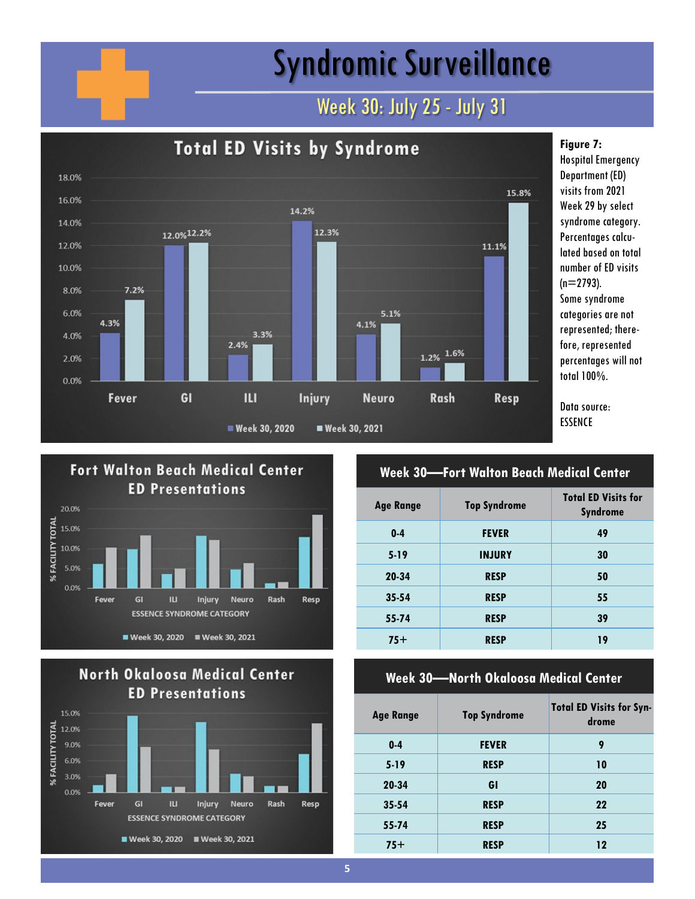# Syndromic Surveillance

## Week 30: July 25 - July 31

### Total ED Visits by Syndrome

| Syndrome | Week 30, 2020 | Week 30, 2021 |
|---|---|---|
| Fever | 4.3% | 7.2% |
| GI | 12.0% | 12.2% |
| ILI | 2.4% | 3.3% |
| Injury | 14.2% | 12.3% |
| Neuro | 4.1% | 5.1% |
| Rash | 1.2% | 1.6% |
| Resp | 11.1% | 15.8% |

**Figure 7:** Hospital Emergency Department (ED) visits from 2021 Week 29 by select syndrome category. Percentages calculated based on total number of ED visits (n=2793). Some syndrome categories are not represented; therefore, represented percentages will not total 100%.

Data source: ESSENCE

### Fort Walton Beach Medical Center ED Presentations

% FACILITY TOTAL by ESSENCE SYNDROME CATEGORY (Fever, GI, ILI, Injury, Neuro, Rash, Resp); Week 30, 2020 and Week 30, 2021

| Week 30—Fort Walton Beach Medical Center | | |
|---|---|---|
| **Age Range** | **Top Syndrome** | **Total ED Visits for Syndrome** |
| 0-4 | FEVER | 49 |
| 5-19 | INJURY | 30 |
| 20-34 | RESP | 50 |
| 35-54 | RESP | 55 |
| 55-74 | RESP | 39 |
| 75+ | RESP | 19 |

### North Okaloosa Medical Center ED Presentations

% FACILITY TOTAL by ESSENCE SYNDROME CATEGORY (Fever, GI, ILI, Injury, Neuro, Rash, Resp); Week 30, 2020 and Week 30, 2021

| Week 30—North Okaloosa Medical Center | | |
|---|---|---|
| **Age Range** | **Top Syndrome** | **Total ED Visits for Syndrome** |
| 0-4 | FEVER | 9 |
| 5-19 | RESP | 10 |
| 20-34 | GI | 20 |
| 35-54 | RESP | 22 |
| 55-74 | RESP | 25 |
| 75+ | RESP | 12 |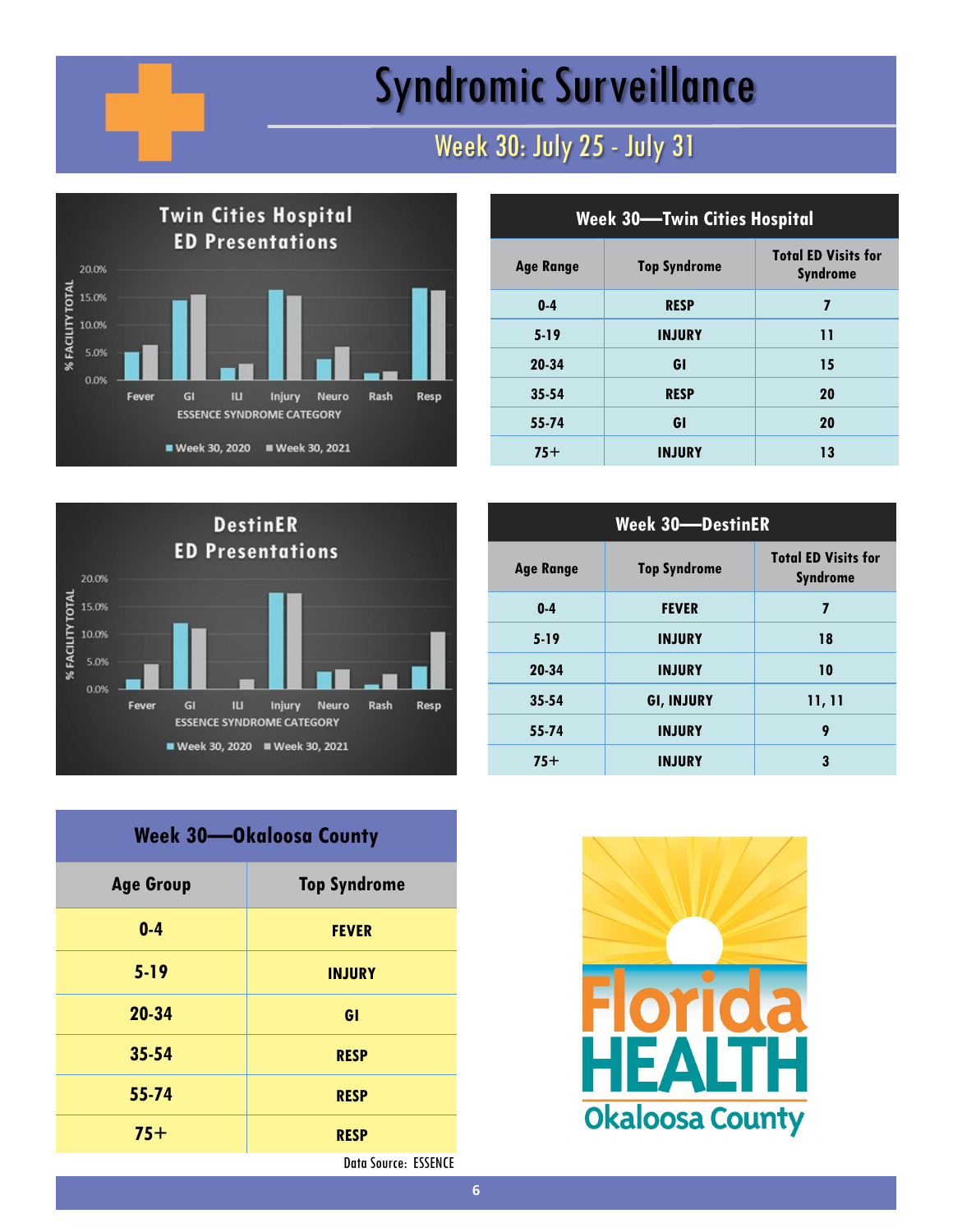# Syndromic Surveillance

## Week 30: July 25 - July 31

Twin Cities Hospital
ED Presentations

20.0%
15.0%
10.0%
5.0%
0.0%
% FACILITY TOTAL
Fever GI ILI Injury Neuro Rash Resp
ESSENCE SYNDROME CATEGORY
Week 30, 2020 Week 30, 2021

**Week 30—Twin Cities Hospital**

| Age Range | Top Syndrome | Total ED Visits for Syndrome |
|---|---|---|
| 0-4 | RESP | 7 |
| 5-19 | INJURY | 11 |
| 20-34 | GI | 15 |
| 35-54 | RESP | 20 |
| 55-74 | GI | 20 |
| 75+ | INJURY | 13 |

DestinER
ED Presentations

20.0%
15.0%
10.0%
5.0%
0.0%
% FACILITY TOTAL
Fever GI ILI Injury Neuro Rash Resp
ESSENCE SYNDROME CATEGORY
Week 30, 2020 Week 30, 2021

**Week 30—DestinER**

| Age Range | Top Syndrome | Total ED Visits for Syndrome |
|---|---|---|
| 0-4 | FEVER | 7 |
| 5-19 | INJURY | 18 |
| 20-34 | INJURY | 10 |
| 35-54 | GI, INJURY | 11, 11 |
| 55-74 | INJURY | 9 |
| 75+ | INJURY | 3 |

**Week 30—Okaloosa County**

| Age Group | Top Syndrome |
|---|---|
| 0-4 | FEVER |
| 5-19 | INJURY |
| 20-34 | GI |
| 35-54 | RESP |
| 55-74 | RESP |
| 75+ | RESP |

Data Source: ESSENCE

Florida HEALTH Okaloosa County